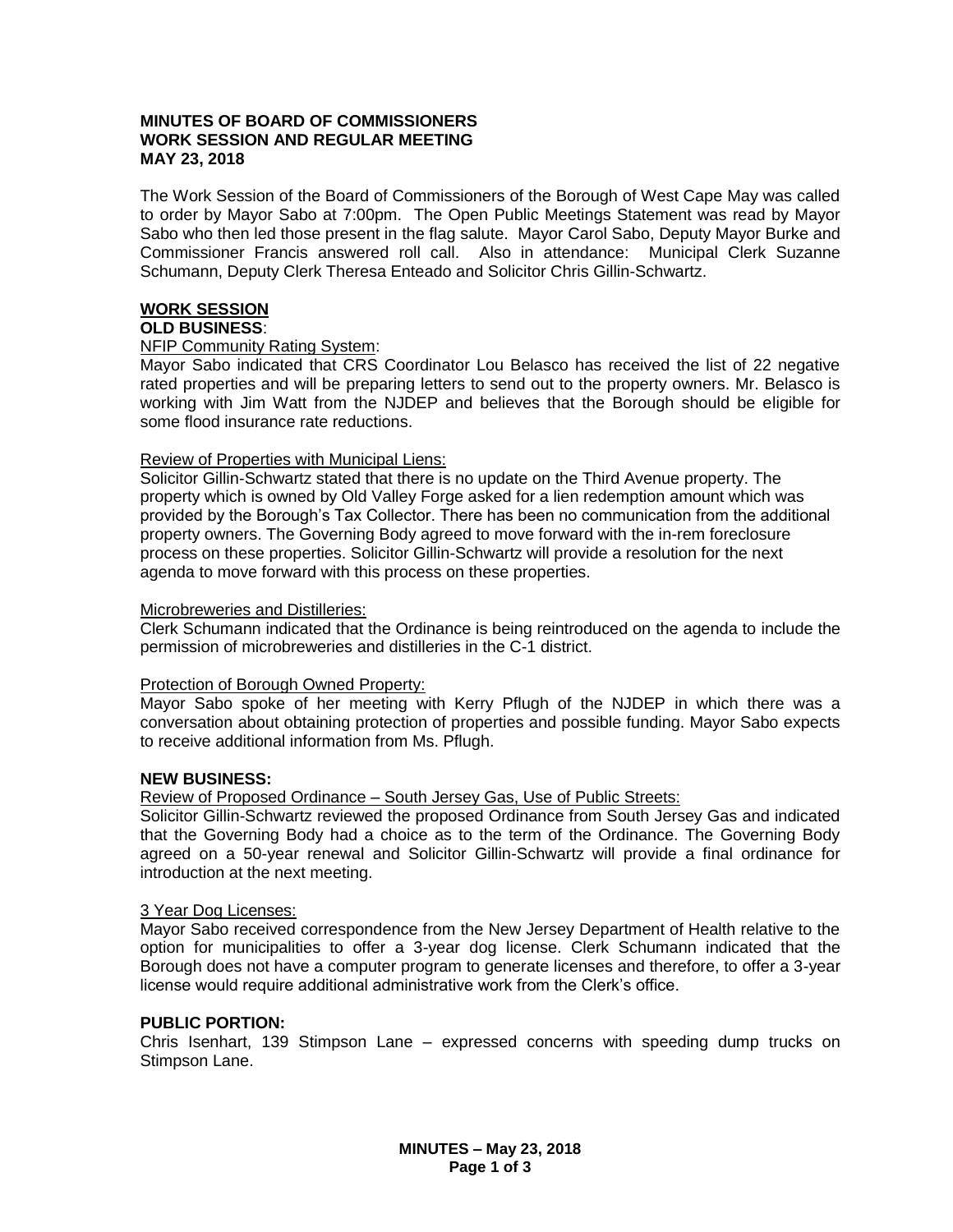**MINUTES OF BOARD OF COMMISSIONERS**
**WORK SESSION AND REGULAR MEETING**
**MAY 23, 2018**

The Work Session of the Board of Commissioners of the Borough of West Cape May was called to order by Mayor Sabo at 7:00pm. The Open Public Meetings Statement was read by Mayor Sabo who then led those present in the flag salute. Mayor Carol Sabo, Deputy Mayor Burke and Commissioner Francis answered roll call. Also in attendance: Municipal Clerk Suzanne Schumann, Deputy Clerk Theresa Enteado and Solicitor Chris Gillin-Schwartz.

## WORK SESSION

### OLD BUSINESS:

NFIP Community Rating System:

Mayor Sabo indicated that CRS Coordinator Lou Belasco has received the list of 22 negative rated properties and will be preparing letters to send out to the property owners. Mr. Belasco is working with Jim Watt from the NJDEP and believes that the Borough should be eligible for some flood insurance rate reductions.

Review of Properties with Municipal Liens:

Solicitor Gillin-Schwartz stated that there is no update on the Third Avenue property. The property which is owned by Old Valley Forge asked for a lien redemption amount which was provided by the Borough's Tax Collector. There has been no communication from the additional property owners. The Governing Body agreed to move forward with the in-rem foreclosure process on these properties. Solicitor Gillin-Schwartz will provide a resolution for the next agenda to move forward with this process on these properties.

Microbreweries and Distilleries:

Clerk Schumann indicated that the Ordinance is being reintroduced on the agenda to include the permission of microbreweries and distilleries in the C-1 district.

Protection of Borough Owned Property:

Mayor Sabo spoke of her meeting with Kerry Pflugh of the NJDEP in which there was a conversation about obtaining protection of properties and possible funding. Mayor Sabo expects to receive additional information from Ms. Pflugh.

### NEW BUSINESS:

Review of Proposed Ordinance – South Jersey Gas, Use of Public Streets:

Solicitor Gillin-Schwartz reviewed the proposed Ordinance from South Jersey Gas and indicated that the Governing Body had a choice as to the term of the Ordinance. The Governing Body agreed on a 50-year renewal and Solicitor Gillin-Schwartz will provide a final ordinance for introduction at the next meeting.

3 Year Dog Licenses:

Mayor Sabo received correspondence from the New Jersey Department of Health relative to the option for municipalities to offer a 3-year dog license. Clerk Schumann indicated that the Borough does not have a computer program to generate licenses and therefore, to offer a 3-year license would require additional administrative work from the Clerk's office.

### PUBLIC PORTION:

Chris Isenhart, 139 Stimpson Lane – expressed concerns with speeding dump trucks on Stimpson Lane.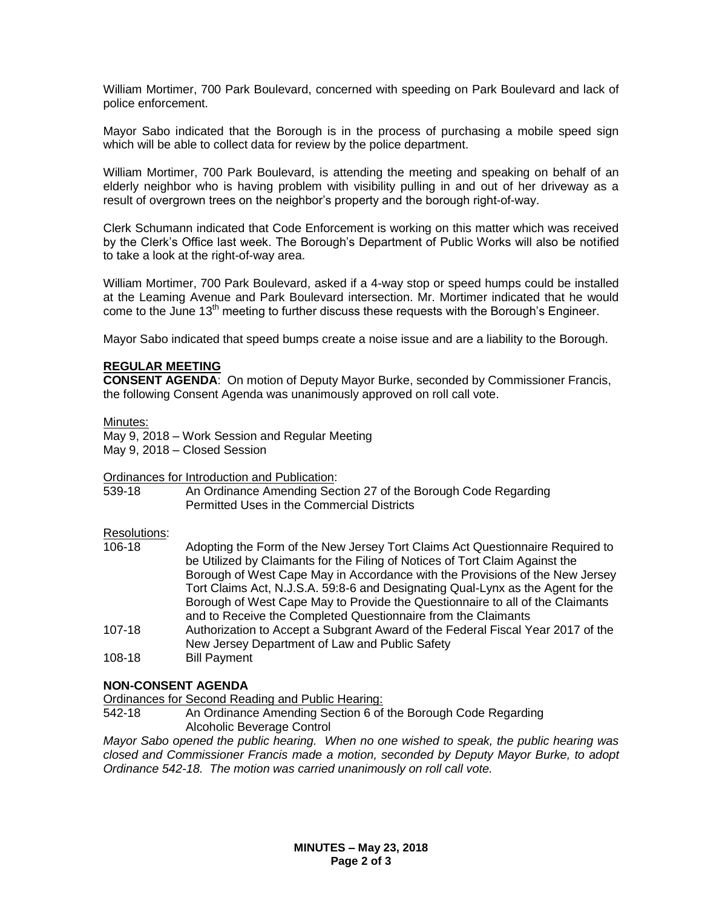William Mortimer, 700 Park Boulevard, concerned with speeding on Park Boulevard and lack of police enforcement.

Mayor Sabo indicated that the Borough is in the process of purchasing a mobile speed sign which will be able to collect data for review by the police department.

William Mortimer, 700 Park Boulevard, is attending the meeting and speaking on behalf of an elderly neighbor who is having problem with visibility pulling in and out of her driveway as a result of overgrown trees on the neighbor's property and the borough right-of-way.

Clerk Schumann indicated that Code Enforcement is working on this matter which was received by the Clerk's Office last week. The Borough's Department of Public Works will also be notified to take a look at the right-of-way area.

William Mortimer, 700 Park Boulevard, asked if a 4-way stop or speed humps could be installed at the Leaming Avenue and Park Boulevard intersection. Mr. Mortimer indicated that he would come to the June 13th meeting to further discuss these requests with the Borough's Engineer.

Mayor Sabo indicated that speed bumps create a noise issue and are a liability to the Borough.

**REGULAR MEETING**

**CONSENT AGENDA**: On motion of Deputy Mayor Burke, seconded by Commissioner Francis, the following Consent Agenda was unanimously approved on roll call vote.

Minutes:

May 9, 2018 – Work Session and Regular Meeting
May 9, 2018 – Closed Session

Ordinances for Introduction and Publication:

539-18 An Ordinance Amending Section 27 of the Borough Code Regarding Permitted Uses in the Commercial Districts

Resolutions:

106-18 Adopting the Form of the New Jersey Tort Claims Act Questionnaire Required to be Utilized by Claimants for the Filing of Notices of Tort Claim Against the Borough of West Cape May in Accordance with the Provisions of the New Jersey Tort Claims Act, N.J.S.A. 59:8-6 and Designating Qual-Lynx as the Agent for the Borough of West Cape May to Provide the Questionnaire to all of the Claimants and to Receive the Completed Questionnaire from the Claimants

107-18 Authorization to Accept a Subgrant Award of the Federal Fiscal Year 2017 of the New Jersey Department of Law and Public Safety

108-18 Bill Payment

**NON-CONSENT AGENDA**

Ordinances for Second Reading and Public Hearing:

542-18 An Ordinance Amending Section 6 of the Borough Code Regarding Alcoholic Beverage Control

*Mayor Sabo opened the public hearing. When no one wished to speak, the public hearing was closed and Commissioner Francis made a motion, seconded by Deputy Mayor Burke, to adopt Ordinance 542-18. The motion was carried unanimously on roll call vote.*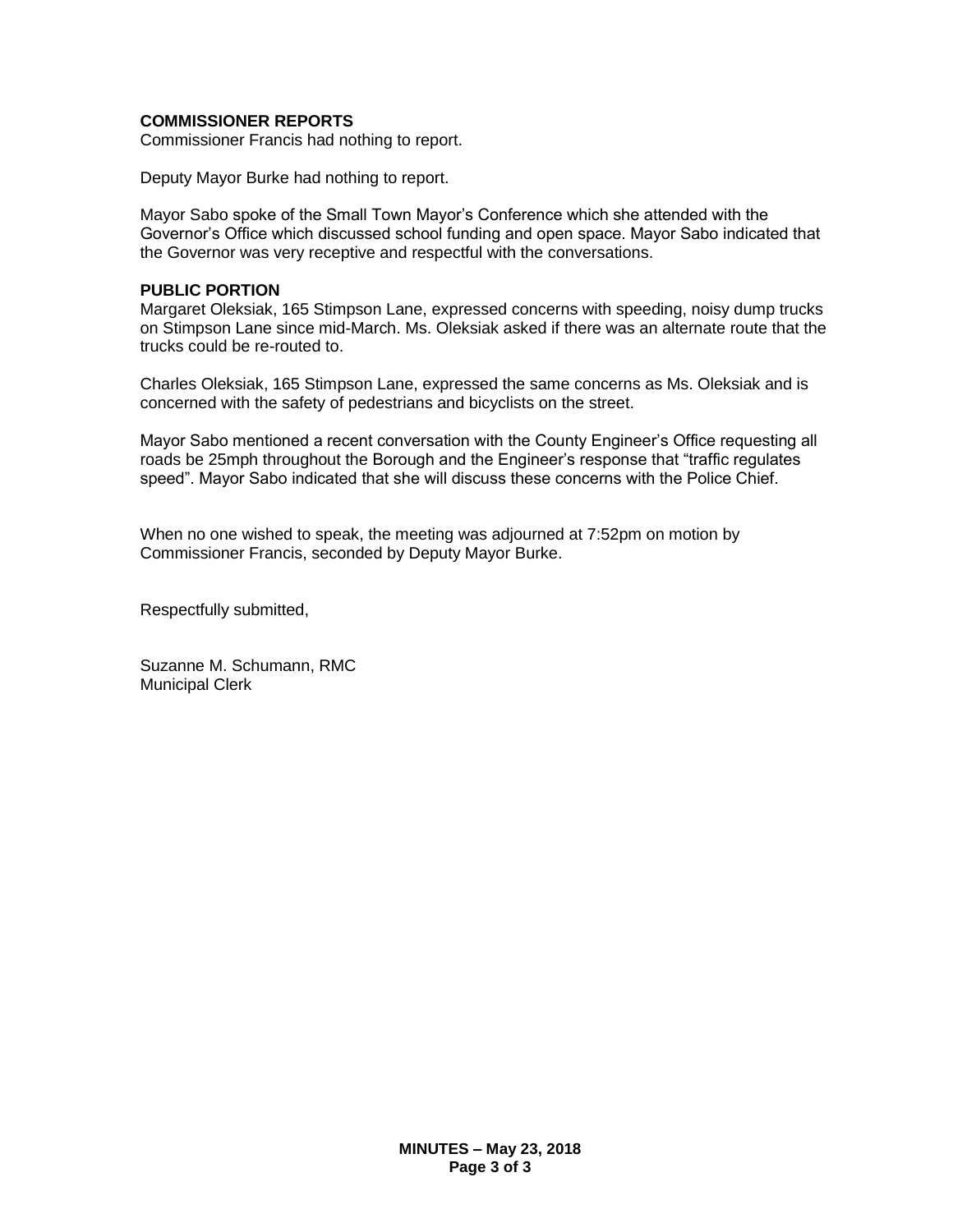**COMMISSIONER REPORTS**

Commissioner Francis had nothing to report.

Deputy Mayor Burke had nothing to report.

Mayor Sabo spoke of the Small Town Mayor's Conference which she attended with the Governor's Office which discussed school funding and open space. Mayor Sabo indicated that the Governor was very receptive and respectful with the conversations.

**PUBLIC PORTION**

Margaret Oleksiak, 165 Stimpson Lane, expressed concerns with speeding, noisy dump trucks on Stimpson Lane since mid-March. Ms. Oleksiak asked if there was an alternate route that the trucks could be re-routed to.

Charles Oleksiak, 165 Stimpson Lane, expressed the same concerns as Ms. Oleksiak and is concerned with the safety of pedestrians and bicyclists on the street.

Mayor Sabo mentioned a recent conversation with the County Engineer's Office requesting all roads be 25mph throughout the Borough and the Engineer's response that "traffic regulates speed". Mayor Sabo indicated that she will discuss these concerns with the Police Chief.

When no one wished to speak, the meeting was adjourned at 7:52pm on motion by Commissioner Francis, seconded by Deputy Mayor Burke.

Respectfully submitted,

Suzanne M. Schumann, RMC
Municipal Clerk

**MINUTES – May 23, 2018**